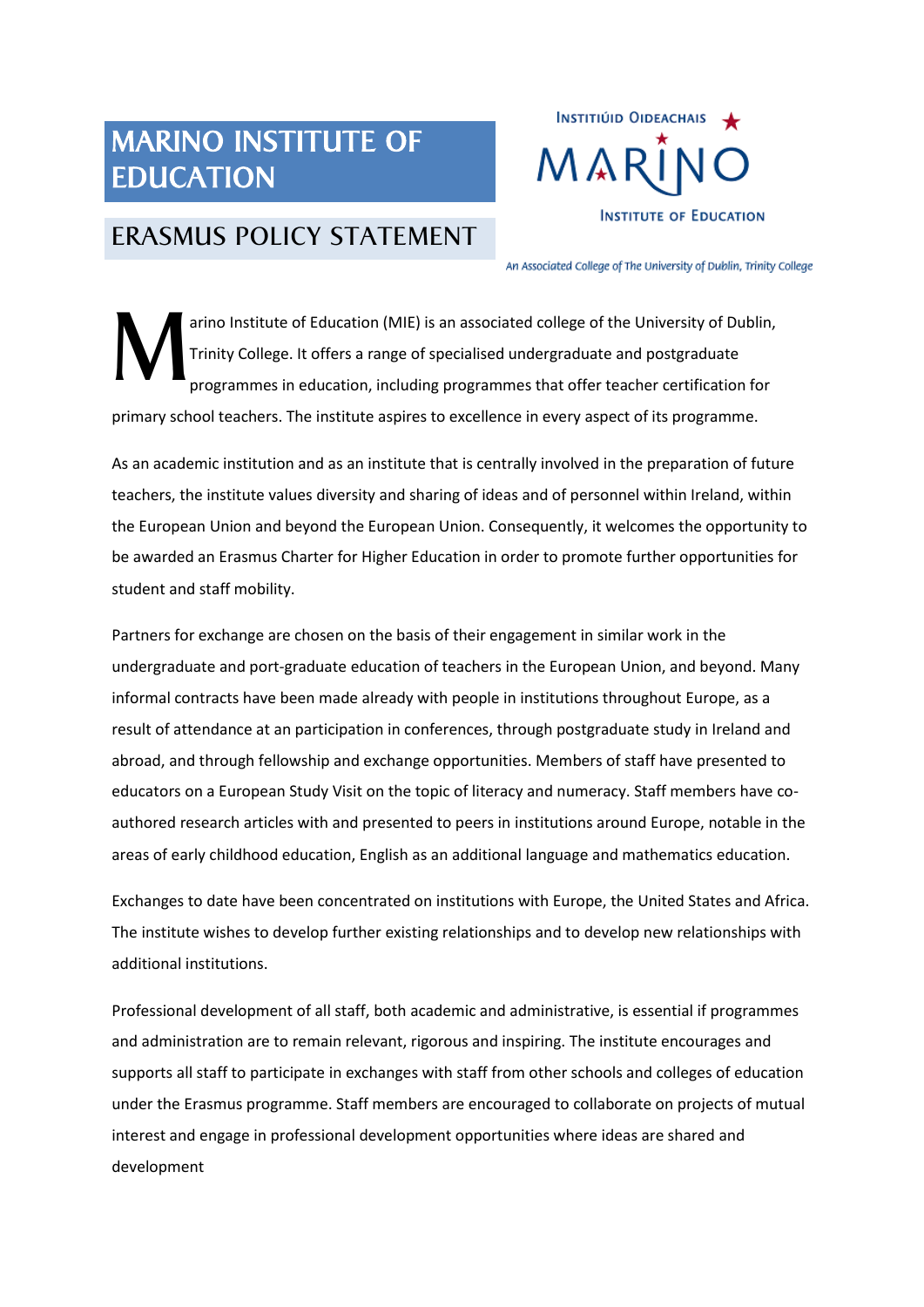# MARINO INSTITUTE OF EDUCATION

## ERASMUS POLICY STATEMENT

INSTITIÚID OIDEACHAIS MARINO INSTITUTE OF EDUCATION

*An Associated College of The University of Dublin, Trinity College*

Marino Institute of Education (MIE) is an associated college of the University of Dublin, Trinity College. It offers a range of specialised undergraduate and postgraduate programmes in education, including programmes that offer teacher certification for primary school teachers. The institute aspires to excellence in every aspect of its programme.

As an academic institution and as an institute that is centrally involved in the preparation of future teachers, the institute values diversity and sharing of ideas and of personnel within Ireland, within the European Union and beyond the European Union. Consequently, it welcomes the opportunity to be awarded an Erasmus Charter for Higher Education in order to promote further opportunities for student and staff mobility.

Partners for exchange are chosen on the basis of their engagement in similar work in the undergraduate and port-graduate education of teachers in the European Union, and beyond. Many informal contracts have been made already with people in institutions throughout Europe, as a result of attendance at an participation in conferences, through postgraduate study in Ireland and abroad, and through fellowship and exchange opportunities. Members of staff have presented to educators on a European Study Visit on the topic of literacy and numeracy. Staff members have co-authored research articles with and presented to peers in institutions around Europe, notable in the areas of early childhood education, English as an additional language and mathematics education.

Exchanges to date have been concentrated on institutions with Europe, the United States and Africa. The institute wishes to develop further existing relationships and to develop new relationships with additional institutions.

Professional development of all staff, both academic and administrative, is essential if programmes and administration are to remain relevant, rigorous and inspiring. The institute encourages and supports all staff to participate in exchanges with staff from other schools and colleges of education under the Erasmus programme. Staff members are encouraged to collaborate on projects of mutual interest and engage in professional development opportunities where ideas are shared and development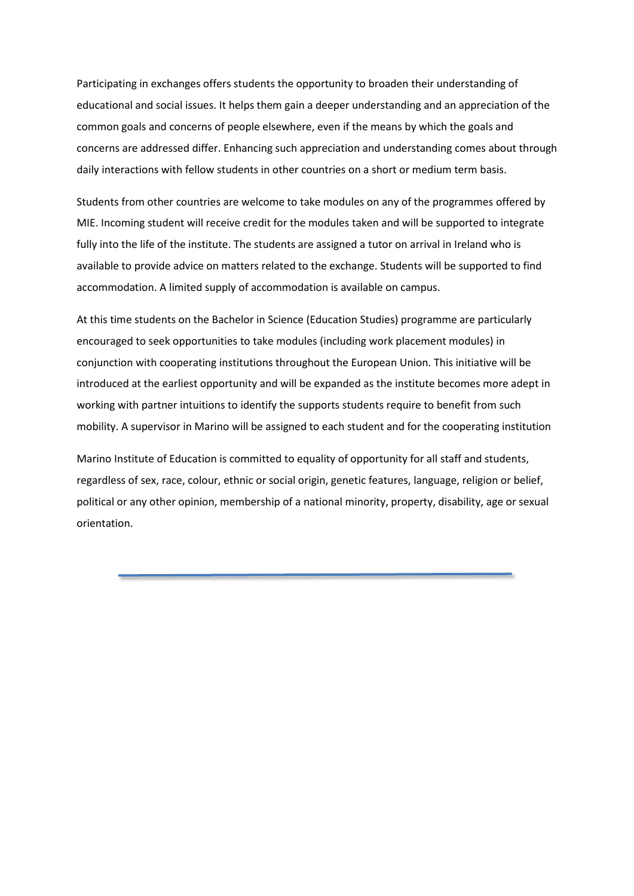Participating in exchanges offers students the opportunity to broaden their understanding of educational and social issues. It helps them gain a deeper understanding and an appreciation of the common goals and concerns of people elsewhere, even if the means by which the goals and concerns are addressed differ. Enhancing such appreciation and understanding comes about through daily interactions with fellow students in other countries on a short or medium term basis.

Students from other countries are welcome to take modules on any of the programmes offered by MIE. Incoming student will receive credit for the modules taken and will be supported to integrate fully into the life of the institute. The students are assigned a tutor on arrival in Ireland who is available to provide advice on matters related to the exchange. Students will be supported to find accommodation. A limited supply of accommodation is available on campus.

At this time students on the Bachelor in Science (Education Studies) programme are particularly encouraged to seek opportunities to take modules (including work placement modules) in conjunction with cooperating institutions throughout the European Union. This initiative will be introduced at the earliest opportunity and will be expanded as the institute becomes more adept in working with partner intuitions to identify the supports students require to benefit from such mobility. A supervisor in Marino will be assigned to each student and for the cooperating institution

Marino Institute of Education is committed to equality of opportunity for all staff and students, regardless of sex, race, colour, ethnic or social origin, genetic features, language, religion or belief, political or any other opinion, membership of a national minority, property, disability, age or sexual orientation.

---